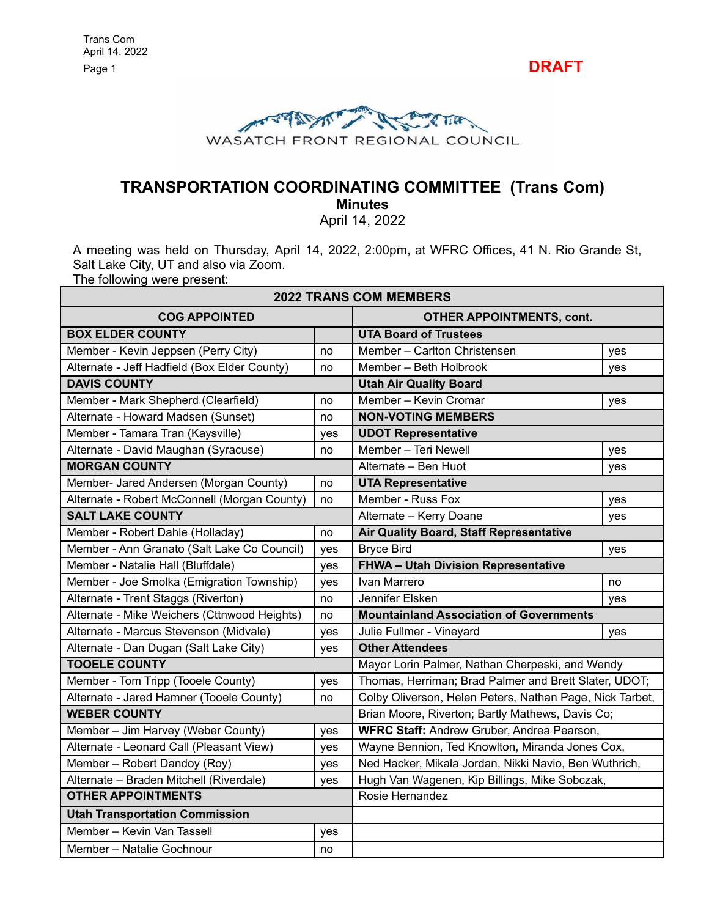**DRAFT**

WASATCH FRONT REGIONAL COUNCIL

# TRANSPORTATION COORDINATING COMMITTEE (Trans Com)

## Minutes

April 14, 2022

A meeting was held on Thursday, April 14, 2022, 2:00pm, at WFRC Offices, 41 N. Rio Grande St, Salt Lake City, UT and also via Zoom.
The following were present:

| 2022 TRANS COM MEMBERS | | | |
|---|---|---|---|
| **COG APPOINTED** | | **OTHER APPOINTMENTS, cont.** | |
| **BOX ELDER COUNTY** | | **UTA Board of Trustees** | |
| Member - Kevin Jeppsen (Perry City) | no | Member – Carlton Christensen | yes |
| Alternate - Jeff Hadfield (Box Elder County) | no | Member – Beth Holbrook | yes |
| **DAVIS COUNTY** | | **Utah Air Quality Board** | |
| Member - Mark Shepherd (Clearfield) | no | Member – Kevin Cromar | yes |
| Alternate - Howard Madsen (Sunset) | no | **NON-VOTING MEMBERS** | |
| Member - Tamara Tran (Kaysville) | yes | **UDOT Representative** | |
| Alternate - David Maughan (Syracuse) | no | Member – Teri Newell | yes |
| **MORGAN COUNTY** | | Alternate – Ben Huot | yes |
| Member- Jared Andersen (Morgan County) | no | **UTA Representative** | |
| Alternate - Robert McConnell (Morgan County) | no | Member - Russ Fox | yes |
| **SALT LAKE COUNTY** | | Alternate – Kerry Doane | yes |
| Member - Robert Dahle (Holladay) | no | **Air Quality Board, Staff Representative** | |
| Member - Ann Granato (Salt Lake Co Council) | yes | Bryce Bird | yes |
| Member - Natalie Hall (Bluffdale) | yes | **FHWA – Utah Division Representative** | |
| Member - Joe Smolka (Emigration Township) | yes | Ivan Marrero | no |
| Alternate - Trent Staggs (Riverton) | no | Jennifer Elsken | yes |
| Alternate - Mike Weichers (Cttnwood Heights) | no | **Mountainland Association of Governments** | |
| Alternate - Marcus Stevenson (Midvale) | yes | Julie Fullmer - Vineyard | yes |
| Alternate - Dan Dugan (Salt Lake City) | yes | **Other Attendees** | |
| **TOOELE COUNTY** | | Mayor Lorin Palmer, Nathan Cherpeski, and Wendy | |
| Member - Tom Tripp (Tooele County) | yes | Thomas, Herriman; Brad Palmer and Brett Slater, UDOT; | |
| Alternate - Jared Hamner (Tooele County) | no | Colby Oliverson, Helen Peters, Nathan Page, Nick Tarbet, | |
| **WEBER COUNTY** | | Brian Moore, Riverton; Bartly Mathews, Davis Co; | |
| Member – Jim Harvey (Weber County) | yes | **WFRC Staff:** Andrew Gruber, Andrea Pearson, | |
| Alternate - Leonard Call (Pleasant View) | yes | Wayne Bennion, Ted Knowlton, Miranda Jones Cox, | |
| Member – Robert Dandoy (Roy) | yes | Ned Hacker, Mikala Jordan, Nikki Navio, Ben Wuthrich, | |
| Alternate – Braden Mitchell (Riverdale) | yes | Hugh Van Wagenen, Kip Billings, Mike Sobczak, | |
| **OTHER APPOINTMENTS** | | Rosie Hernandez | |
| **Utah Transportation Commission** | | | |
| Member – Kevin Van Tassell | yes | | |
| Member – Natalie Gochnour | no | | |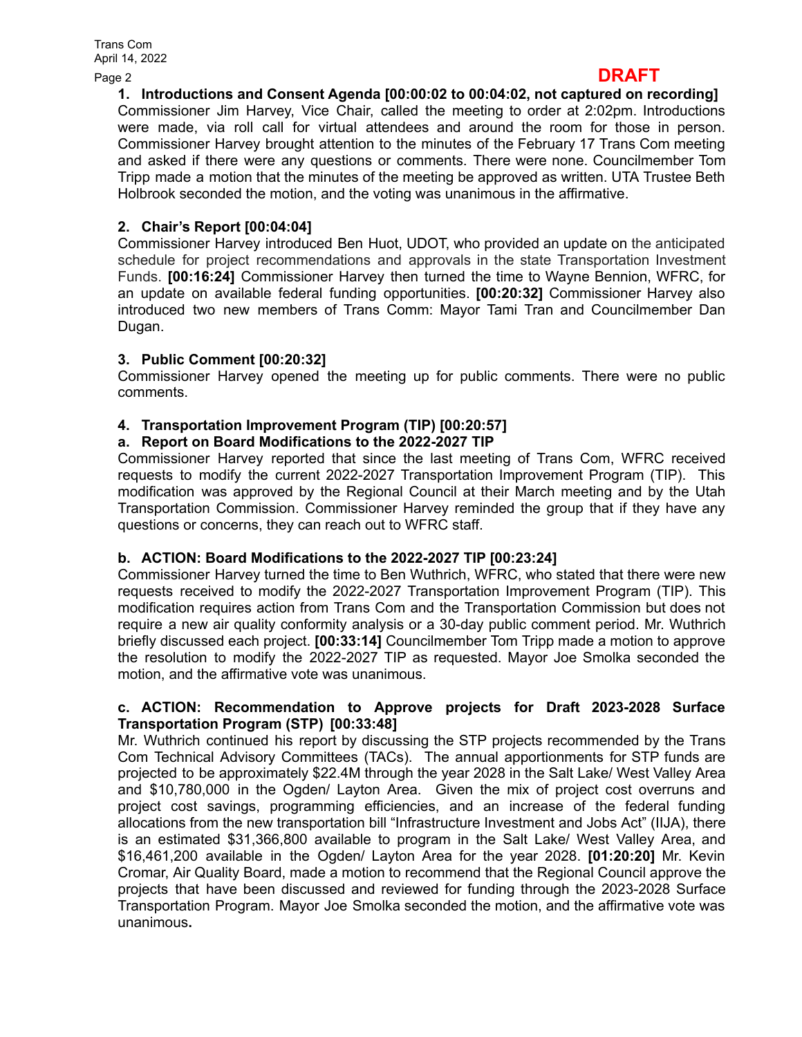**DRAFT**

**1. Introductions and Consent Agenda [00:00:02 to 00:04:02, not captured on recording]**

Commissioner Jim Harvey, Vice Chair, called the meeting to order at 2:02pm. Introductions were made, via roll call for virtual attendees and around the room for those in person. Commissioner Harvey brought attention to the minutes of the February 17 Trans Com meeting and asked if there were any questions or comments. There were none. Councilmember Tom Tripp made a motion that the minutes of the meeting be approved as written. UTA Trustee Beth Holbrook seconded the motion, and the voting was unanimous in the affirmative.

**2. Chair's Report [00:04:04]**

Commissioner Harvey introduced Ben Huot, UDOT, who provided an update on the anticipated schedule for project recommendations and approvals in the state Transportation Investment Funds. **[00:16:24]** Commissioner Harvey then turned the time to Wayne Bennion, WFRC, for an update on available federal funding opportunities. **[00:20:32]** Commissioner Harvey also introduced two new members of Trans Comm: Mayor Tami Tran and Councilmember Dan Dugan.

**3. Public Comment [00:20:32]**

Commissioner Harvey opened the meeting up for public comments. There were no public comments.

**4. Transportation Improvement Program (TIP) [00:20:57]**

**a. Report on Board Modifications to the 2022-2027 TIP**

Commissioner Harvey reported that since the last meeting of Trans Com, WFRC received requests to modify the current 2022-2027 Transportation Improvement Program (TIP). This modification was approved by the Regional Council at their March meeting and by the Utah Transportation Commission. Commissioner Harvey reminded the group that if they have any questions or concerns, they can reach out to WFRC staff.

**b. ACTION: Board Modifications to the 2022-2027 TIP [00:23:24]**

Commissioner Harvey turned the time to Ben Wuthrich, WFRC, who stated that there were new requests received to modify the 2022-2027 Transportation Improvement Program (TIP). This modification requires action from Trans Com and the Transportation Commission but does not require a new air quality conformity analysis or a 30-day public comment period. Mr. Wuthrich briefly discussed each project. **[00:33:14]** Councilmember Tom Tripp made a motion to approve the resolution to modify the 2022-2027 TIP as requested. Mayor Joe Smolka seconded the motion, and the affirmative vote was unanimous.

**c. ACTION: Recommendation to Approve projects for Draft 2023-2028 Surface Transportation Program (STP) [00:33:48]**

Mr. Wuthrich continued his report by discussing the STP projects recommended by the Trans Com Technical Advisory Committees (TACs). The annual apportionments for STP funds are projected to be approximately $22.4M through the year 2028 in the Salt Lake/ West Valley Area and $10,780,000 in the Ogden/ Layton Area. Given the mix of project cost overruns and project cost savings, programming efficiencies, and an increase of the federal funding allocations from the new transportation bill "Infrastructure Investment and Jobs Act" (IIJA), there is an estimated $31,366,800 available to program in the Salt Lake/ West Valley Area, and $16,461,200 available in the Ogden/ Layton Area for the year 2028. **[01:20:20]** Mr. Kevin Cromar, Air Quality Board, made a motion to recommend that the Regional Council approve the projects that have been discussed and reviewed for funding through the 2023-2028 Surface Transportation Program. Mayor Joe Smolka seconded the motion, and the affirmative vote was unanimous.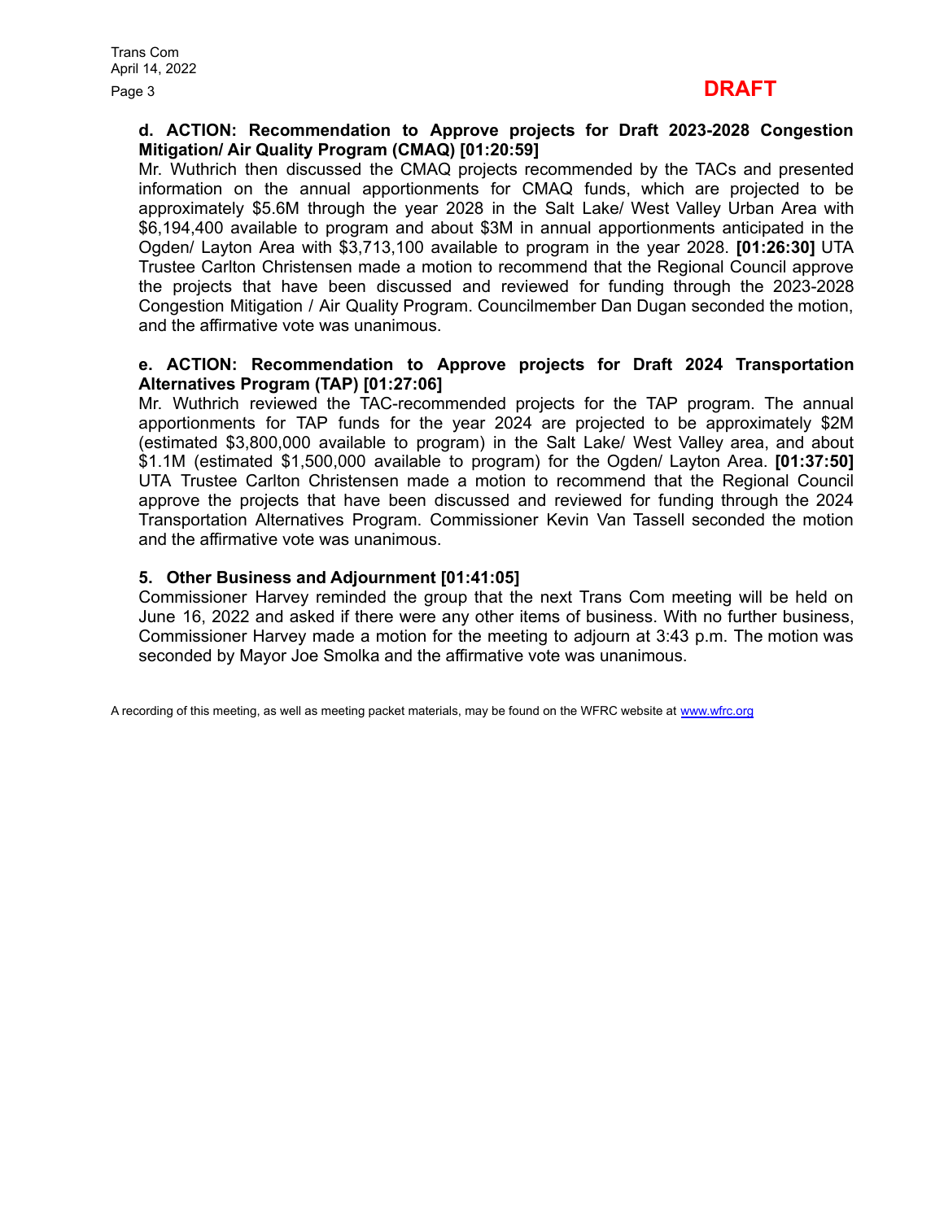**DRAFT**

**d. ACTION: Recommendation to Approve projects for Draft 2023-2028 Congestion Mitigation/ Air Quality Program (CMAQ) [01:20:59]**

Mr. Wuthrich then discussed the CMAQ projects recommended by the TACs and presented information on the annual apportionments for CMAQ funds, which are projected to be approximately $5.6M through the year 2028 in the Salt Lake/ West Valley Urban Area with $6,194,400 available to program and about $3M in annual apportionments anticipated in the Ogden/ Layton Area with $3,713,100 available to program in the year 2028. **[01:26:30]** UTA Trustee Carlton Christensen made a motion to recommend that the Regional Council approve the projects that have been discussed and reviewed for funding through the 2023-2028 Congestion Mitigation / Air Quality Program. Councilmember Dan Dugan seconded the motion, and the affirmative vote was unanimous.

**e. ACTION: Recommendation to Approve projects for Draft 2024 Transportation Alternatives Program (TAP) [01:27:06]**

Mr. Wuthrich reviewed the TAC-recommended projects for the TAP program. The annual apportionments for TAP funds for the year 2024 are projected to be approximately $2M (estimated $3,800,000 available to program) in the Salt Lake/ West Valley area, and about $1.1M (estimated $1,500,000 available to program) for the Ogden/ Layton Area. **[01:37:50]** UTA Trustee Carlton Christensen made a motion to recommend that the Regional Council approve the projects that have been discussed and reviewed for funding through the 2024 Transportation Alternatives Program. Commissioner Kevin Van Tassell seconded the motion and the affirmative vote was unanimous.

**5. Other Business and Adjournment [01:41:05]**

Commissioner Harvey reminded the group that the next Trans Com meeting will be held on June 16, 2022 and asked if there were any other items of business. With no further business, Commissioner Harvey made a motion for the meeting to adjourn at 3:43 p.m. The motion was seconded by Mayor Joe Smolka and the affirmative vote was unanimous.

A recording of this meeting, as well as meeting packet materials, may be found on the WFRC website at www.wfrc.org